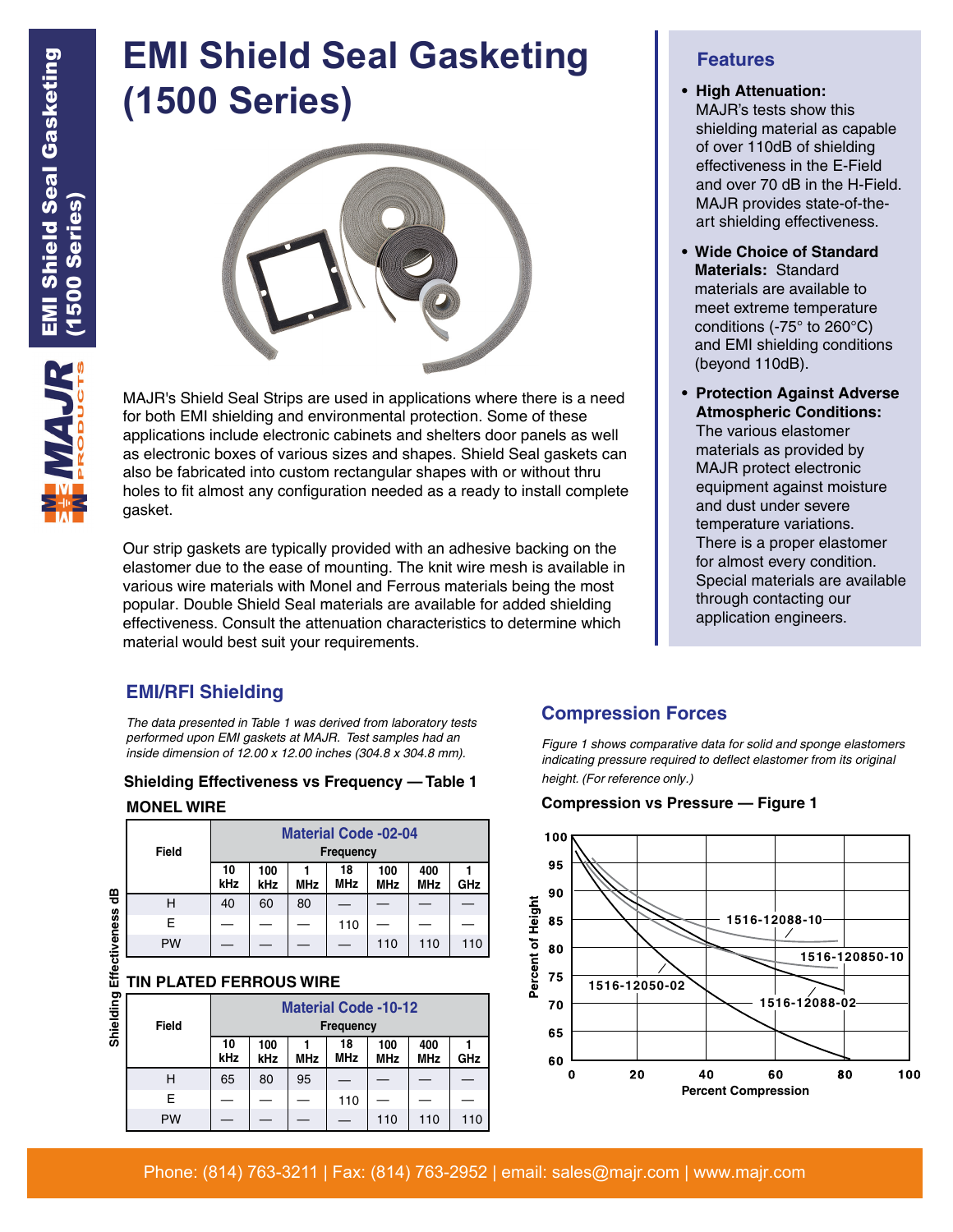# EMI Shield Seal Gasketing (1500 Series)

MAJR's Shield Seal Strips are used in applications where there is a need for both EMI shielding and environmental protection. Some of these applications include electronic cabinets and shelters door panels as well as electronic boxes of various sizes and shapes. Shield Seal gaskets can also be fabricated into custom rectangular shapes with or without thru holes to fit almost any configuration needed as a ready to install complete gasket.

Our strip gaskets are typically provided with an adhesive backing on the elastomer due to the ease of mounting. The knit wire mesh is available in various wire materials with Monel and Ferrous materials being the most popular. Double Shield Seal materials are available for added shielding effectiveness. Consult the attenuation characteristics to determine which material would best suit your requirements.

## Features

- **High Attenuation:** MAJR's tests show this shielding material as capable of over 110dB of shielding effectiveness in the E-Field and over 70 dB in the H-Field. MAJR provides state-of-the-art shielding effectiveness.
- **Wide Choice of Standard Materials:** Standard materials are available to meet extreme temperature conditions (-75° to 260°C) and EMI shielding conditions (beyond 110dB).
- **Protection Against Adverse Atmospheric Conditions:** The various elastomer materials as provided by MAJR protect electronic equipment against moisture and dust under severe temperature variations. There is a proper elastomer for almost every condition. Special materials are available through contacting our application engineers.

## EMI/RFI Shielding

*The data presented in Table 1 was derived from laboratory tests performed upon EMI gaskets at MAJR. Test samples had an inside dimension of 12.00 x 12.00 inches (304.8 x 304.8 mm).*

### Shielding Effectiveness vs Frequency — Table 1

Shielding Effectiveness dB

**MONEL WIRE**

| Field | Material Code -02-04 Frequency | | | | | | |
|---|---|---|---|---|---|---|---|
| | 10 kHz | 100 kHz | 1 MHz | 18 MHz | 100 MHz | 400 MHz | 1 GHz |
| H | 40 | 60 | 80 | — | — | — | — |
| E | — | — | — | 110 | — | — | — |
| PW | — | — | — | — | 110 | 110 | 110 |

**TIN PLATED FERROUS WIRE**

| Field | Material Code -10-12 Frequency | | | | | | |
|---|---|---|---|---|---|---|---|
| | 10 kHz | 100 kHz | 1 MHz | 18 MHz | 100 MHz | 400 MHz | 1 GHz |
| H | 65 | 80 | 95 | — | — | — | — |
| E | — | — | — | 110 | — | — | — |
| PW | — | — | — | — | 110 | 110 | 110 |

## Compression Forces

*Figure 1 shows comparative data for solid and sponge elastomers indicating pressure required to deflect elastomer from its original height. (For reference only.)*

### Compression vs Pressure — Figure 1

Percent of Height vs Percent Compression; curves: 1516-12088-10, 1516-120850-10, 1516-12050-02, 1516-12088-02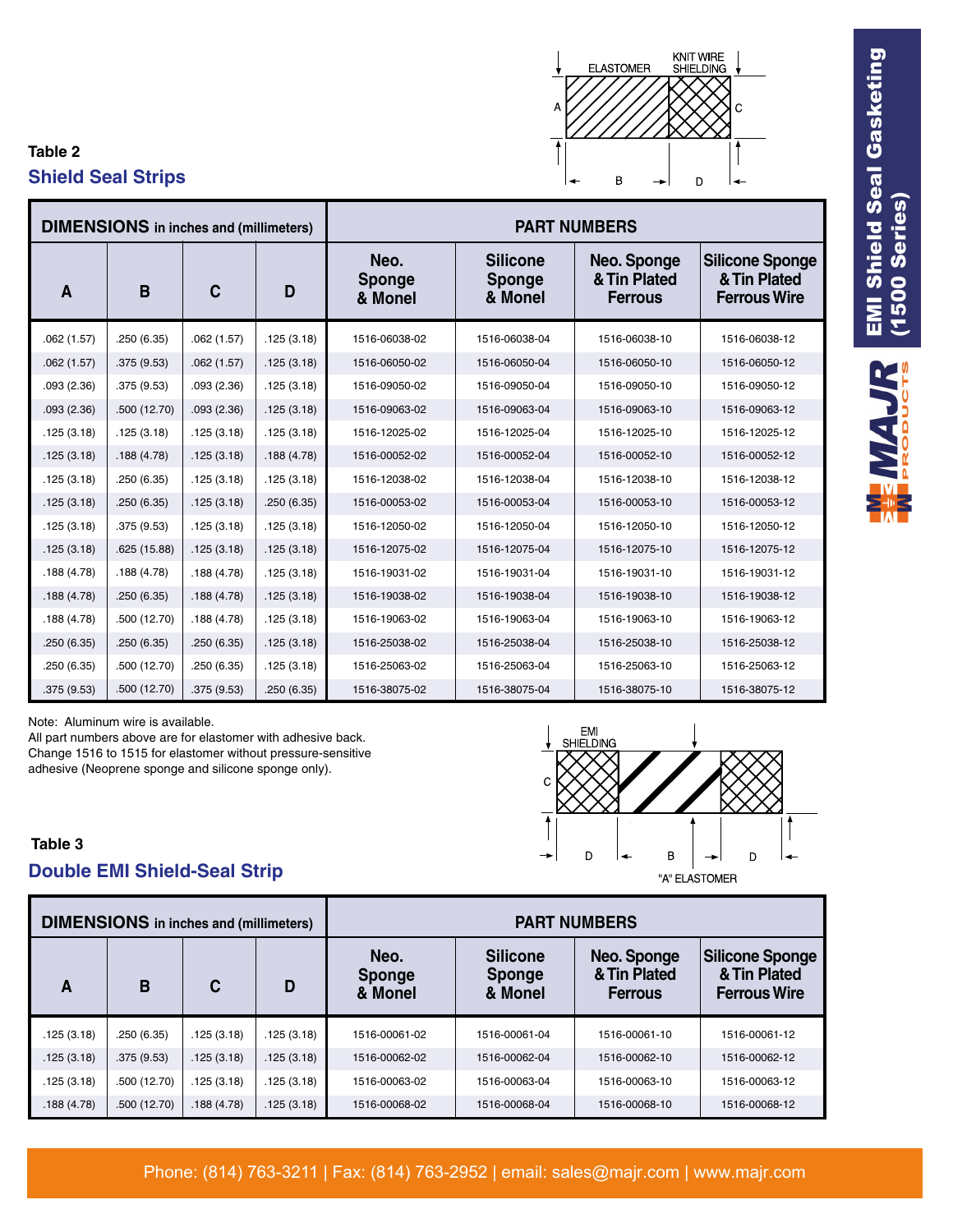## Table 2

### Shield Seal Strips

ELASTOMER

KNIT WIRE SHIELDING

A

C

B

D

| DIMENSIONS in inches and (millimeters) | | | | PART NUMBERS | | | |
|---|---|---|---|---|---|---|---|
| A | B | C | D | Neo. Sponge & Monel | Silicone Sponge & Monel | Neo. Sponge & Tin Plated Ferrous | Silicone Sponge & Tin Plated Ferrous Wire |
| .062 (1.57) | .250 (6.35) | .062 (1.57) | .125 (3.18) | 1516-06038-02 | 1516-06038-04 | 1516-06038-10 | 1516-06038-12 |
| .062 (1.57) | .375 (9.53) | .062 (1.57) | .125 (3.18) | 1516-06050-02 | 1516-06050-04 | 1516-06050-10 | 1516-06050-12 |
| .093 (2.36) | .375 (9.53) | .093 (2.36) | .125 (3.18) | 1516-09050-02 | 1516-09050-04 | 1516-09050-10 | 1516-09050-12 |
| .093 (2.36) | .500 (12.70) | .093 (2.36) | .125 (3.18) | 1516-09063-02 | 1516-09063-04 | 1516-09063-10 | 1516-09063-12 |
| .125 (3.18) | .125 (3.18) | .125 (3.18) | .125 (3.18) | 1516-12025-02 | 1516-12025-04 | 1516-12025-10 | 1516-12025-12 |
| .125 (3.18) | .188 (4.78) | .125 (3.18) | .188 (4.78) | 1516-00052-02 | 1516-00052-04 | 1516-00052-10 | 1516-00052-12 |
| .125 (3.18) | .250 (6.35) | .125 (3.18) | .125 (3.18) | 1516-12038-02 | 1516-12038-04 | 1516-12038-10 | 1516-12038-12 |
| .125 (3.18) | .250 (6.35) | .125 (3.18) | .250 (6.35) | 1516-00053-02 | 1516-00053-04 | 1516-00053-10 | 1516-00053-12 |
| .125 (3.18) | .375 (9.53) | .125 (3.18) | .125 (3.18) | 1516-12050-02 | 1516-12050-04 | 1516-12050-10 | 1516-12050-12 |
| .125 (3.18) | .625 (15.88) | .125 (3.18) | .125 (3.18) | 1516-12075-02 | 1516-12075-04 | 1516-12075-10 | 1516-12075-12 |
| .188 (4.78) | .188 (4.78) | .188 (4.78) | .125 (3.18) | 1516-19031-02 | 1516-19031-04 | 1516-19031-10 | 1516-19031-12 |
| .188 (4.78) | .250 (6.35) | .188 (4.78) | .125 (3.18) | 1516-19038-02 | 1516-19038-04 | 1516-19038-10 | 1516-19038-12 |
| .188 (4.78) | .500 (12.70) | .188 (4.78) | .125 (3.18) | 1516-19063-02 | 1516-19063-04 | 1516-19063-10 | 1516-19063-12 |
| .250 (6.35) | .250 (6.35) | .250 (6.35) | .125 (3.18) | 1516-25038-02 | 1516-25038-04 | 1516-25038-10 | 1516-25038-12 |
| .250 (6.35) | .500 (12.70) | .250 (6.35) | .125 (3.18) | 1516-25063-02 | 1516-25063-04 | 1516-25063-10 | 1516-25063-12 |
| .375 (9.53) | .500 (12.70) | .375 (9.53) | .250 (6.35) | 1516-38075-02 | 1516-38075-04 | 1516-38075-10 | 1516-38075-12 |

Note: Aluminum wire is available.
All part numbers above are for elastomer with adhesive back.
Change 1516 to 1515 for elastomer without pressure-sensitive adhesive (Neoprene sponge and silicone sponge only).

## Table 3

### Double EMI Shield-Seal Strip

EMI SHIELDING

C

D

B

D

"A" ELASTOMER

| DIMENSIONS in inches and (millimeters) | | | | PART NUMBERS | | | |
|---|---|---|---|---|---|---|---|
| A | B | C | D | Neo. Sponge & Monel | Silicone Sponge & Monel | Neo. Sponge & Tin Plated Ferrous | Silicone Sponge & Tin Plated Ferrous Wire |
| .125 (3.18) | .250 (6.35) | .125 (3.18) | .125 (3.18) | 1516-00061-02 | 1516-00061-04 | 1516-00061-10 | 1516-00061-12 |
| .125 (3.18) | .375 (9.53) | .125 (3.18) | .125 (3.18) | 1516-00062-02 | 1516-00062-04 | 1516-00062-10 | 1516-00062-12 |
| .125 (3.18) | .500 (12.70) | .125 (3.18) | .125 (3.18) | 1516-00063-02 | 1516-00063-04 | 1516-00063-10 | 1516-00063-12 |
| .188 (4.78) | .500 (12.70) | .188 (4.78) | .125 (3.18) | 1516-00068-02 | 1516-00068-04 | 1516-00068-10 | 1516-00068-12 |